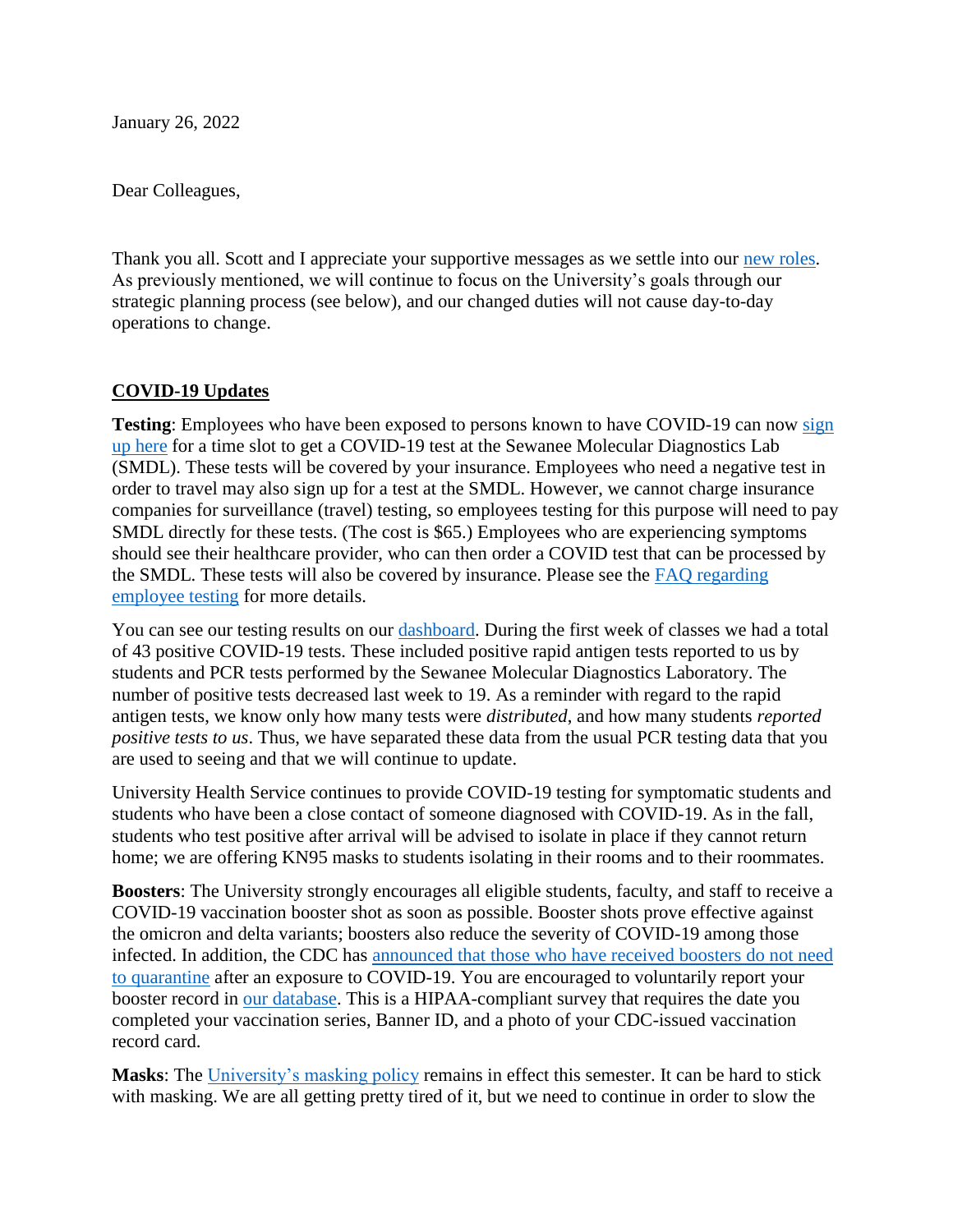January 26, 2022

Dear Colleagues,

Thank you all. Scott and I appreciate your supportive messages as we settle into our [new roles](). As previously mentioned, we will continue to focus on the University's goals through our strategic planning process (see below), and our changed duties will not cause day-to-day operations to change.

## COVID-19 Updates

**Testing**: Employees who have been exposed to persons known to have COVID-19 can now [sign up here]() for a time slot to get a COVID-19 test at the Sewanee Molecular Diagnostics Lab (SMDL). These tests will be covered by your insurance. Employees who need a negative test in order to travel may also sign up for a test at the SMDL. However, we cannot charge insurance companies for surveillance (travel) testing, so employees testing for this purpose will need to pay SMDL directly for these tests. (The cost is $65.) Employees who are experiencing symptoms should see their healthcare provider, who can then order a COVID test that can be processed by the SMDL. These tests will also be covered by insurance. Please see the [FAQ regarding employee testing]() for more details.

You can see our testing results on our [dashboard](). During the first week of classes we had a total of 43 positive COVID-19 tests. These included positive rapid antigen tests reported to us by students and PCR tests performed by the Sewanee Molecular Diagnostics Laboratory. The number of positive tests decreased last week to 19. As a reminder with regard to the rapid antigen tests, we know only how many tests were *distributed*, and how many students *reported positive tests to us*. Thus, we have separated these data from the usual PCR testing data that you are used to seeing and that we will continue to update.

University Health Service continues to provide COVID-19 testing for symptomatic students and students who have been a close contact of someone diagnosed with COVID-19. As in the fall, students who test positive after arrival will be advised to isolate in place if they cannot return home; we are offering KN95 masks to students isolating in their rooms and to their roommates.

**Boosters**: The University strongly encourages all eligible students, faculty, and staff to receive a COVID-19 vaccination booster shot as soon as possible. Booster shots prove effective against the omicron and delta variants; boosters also reduce the severity of COVID-19 among those infected. In addition, the CDC has [announced that those who have received boosters do not need to quarantine]() after an exposure to COVID-19. You are encouraged to voluntarily report your booster record in [our database](). This is a HIPAA-compliant survey that requires the date you completed your vaccination series, Banner ID, and a photo of your CDC-issued vaccination record card.

**Masks**: The [University's masking policy]() remains in effect this semester. It can be hard to stick with masking. We are all getting pretty tired of it, but we need to continue in order to slow the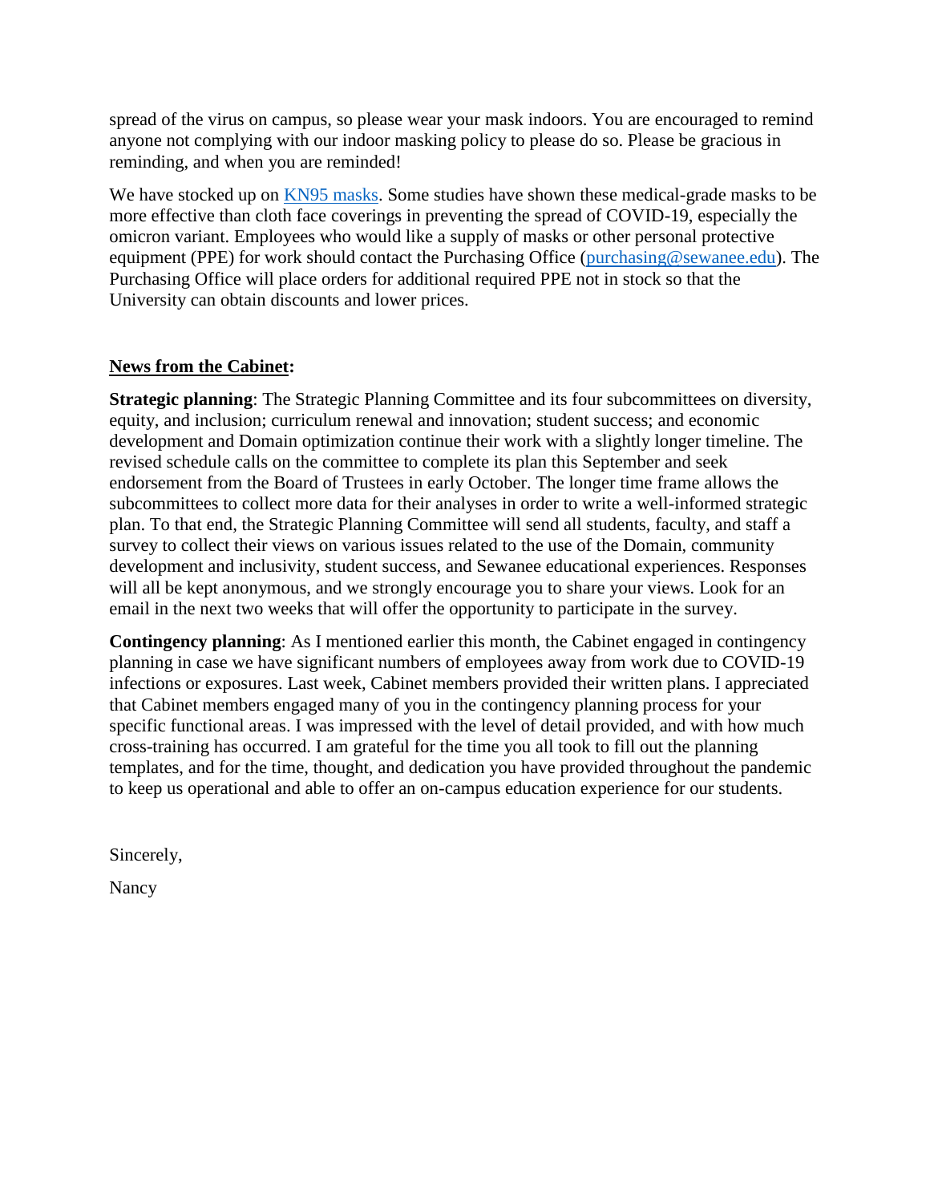spread of the virus on campus, so please wear your mask indoors. You are encouraged to remind anyone not complying with our indoor masking policy to please do so. Please be gracious in reminding, and when you are reminded!

We have stocked up on KN95 masks. Some studies have shown these medical-grade masks to be more effective than cloth face coverings in preventing the spread of COVID-19, especially the omicron variant. Employees who would like a supply of masks or other personal protective equipment (PPE) for work should contact the Purchasing Office (purchasing@sewanee.edu). The Purchasing Office will place orders for additional required PPE not in stock so that the University can obtain discounts and lower prices.

**News from the Cabinet:**

**Strategic planning**: The Strategic Planning Committee and its four subcommittees on diversity, equity, and inclusion; curriculum renewal and innovation; student success; and economic development and Domain optimization continue their work with a slightly longer timeline. The revised schedule calls on the committee to complete its plan this September and seek endorsement from the Board of Trustees in early October. The longer time frame allows the subcommittees to collect more data for their analyses in order to write a well-informed strategic plan. To that end, the Strategic Planning Committee will send all students, faculty, and staff a survey to collect their views on various issues related to the use of the Domain, community development and inclusivity, student success, and Sewanee educational experiences. Responses will all be kept anonymous, and we strongly encourage you to share your views. Look for an email in the next two weeks that will offer the opportunity to participate in the survey.

**Contingency planning**: As I mentioned earlier this month, the Cabinet engaged in contingency planning in case we have significant numbers of employees away from work due to COVID-19 infections or exposures. Last week, Cabinet members provided their written plans. I appreciated that Cabinet members engaged many of you in the contingency planning process for your specific functional areas. I was impressed with the level of detail provided, and with how much cross-training has occurred. I am grateful for the time you all took to fill out the planning templates, and for the time, thought, and dedication you have provided throughout the pandemic to keep us operational and able to offer an on-campus education experience for our students.

Sincerely,

Nancy